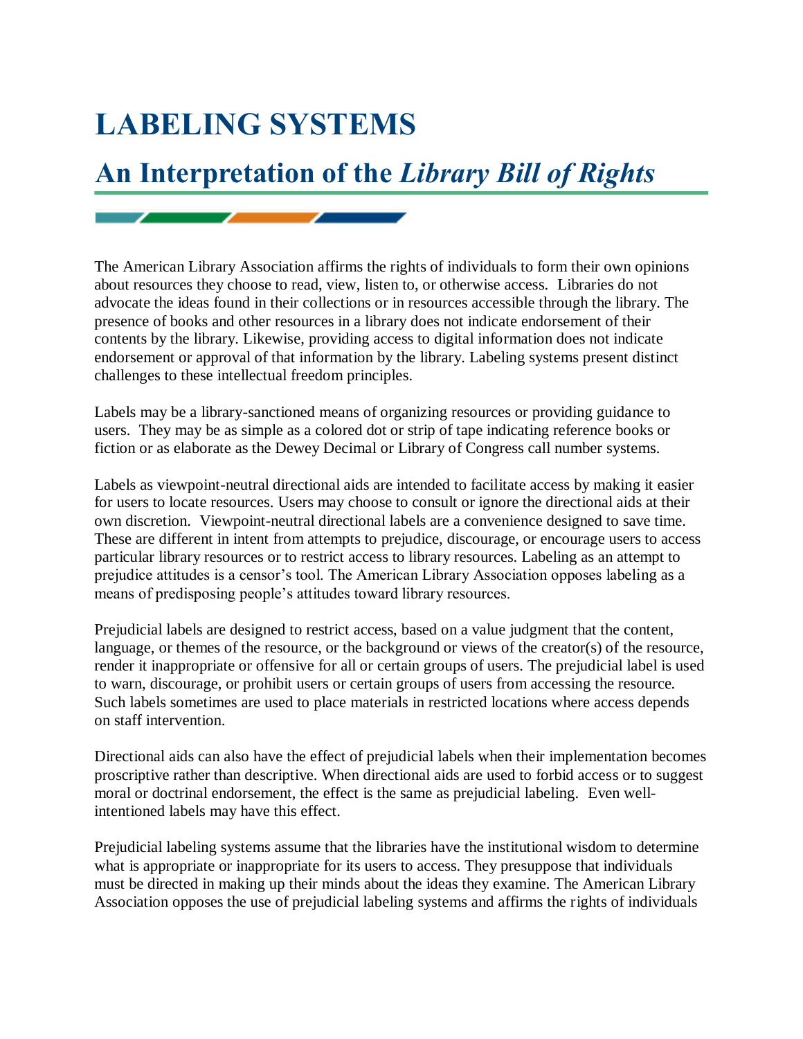# LABELING SYSTEMS

## An Interpretation of the *Library Bill of Rights*

The American Library Association affirms the rights of individuals to form their own opinions about resources they choose to read, view, listen to, or otherwise access. Libraries do not advocate the ideas found in their collections or in resources accessible through the library. The presence of books and other resources in a library does not indicate endorsement of their contents by the library. Likewise, providing access to digital information does not indicate endorsement or approval of that information by the library. Labeling systems present distinct challenges to these intellectual freedom principles.

Labels may be a library-sanctioned means of organizing resources or providing guidance to users. They may be as simple as a colored dot or strip of tape indicating reference books or fiction or as elaborate as the Dewey Decimal or Library of Congress call number systems.

Labels as viewpoint-neutral directional aids are intended to facilitate access by making it easier for users to locate resources. Users may choose to consult or ignore the directional aids at their own discretion. Viewpoint-neutral directional labels are a convenience designed to save time. These are different in intent from attempts to prejudice, discourage, or encourage users to access particular library resources or to restrict access to library resources. Labeling as an attempt to prejudice attitudes is a censor's tool. The American Library Association opposes labeling as a means of predisposing people's attitudes toward library resources.

Prejudicial labels are designed to restrict access, based on a value judgment that the content, language, or themes of the resource, or the background or views of the creator(s) of the resource, render it inappropriate or offensive for all or certain groups of users. The prejudicial label is used to warn, discourage, or prohibit users or certain groups of users from accessing the resource. Such labels sometimes are used to place materials in restricted locations where access depends on staff intervention.

Directional aids can also have the effect of prejudicial labels when their implementation becomes proscriptive rather than descriptive. When directional aids are used to forbid access or to suggest moral or doctrinal endorsement, the effect is the same as prejudicial labeling. Even well-intentioned labels may have this effect.

Prejudicial labeling systems assume that the libraries have the institutional wisdom to determine what is appropriate or inappropriate for its users to access. They presuppose that individuals must be directed in making up their minds about the ideas they examine. The American Library Association opposes the use of prejudicial labeling systems and affirms the rights of individuals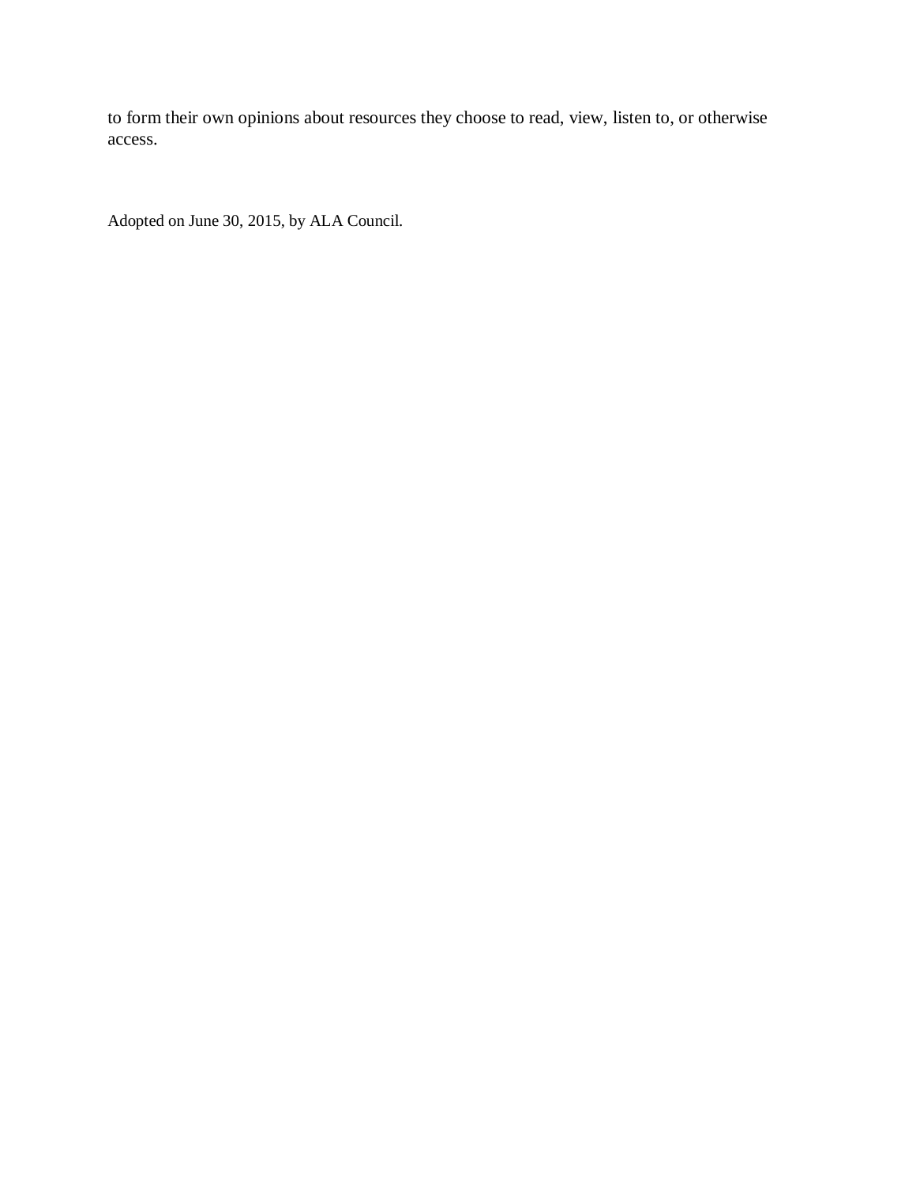to form their own opinions about resources they choose to read, view, listen to, or otherwise access.

Adopted on June 30, 2015, by ALA Council.